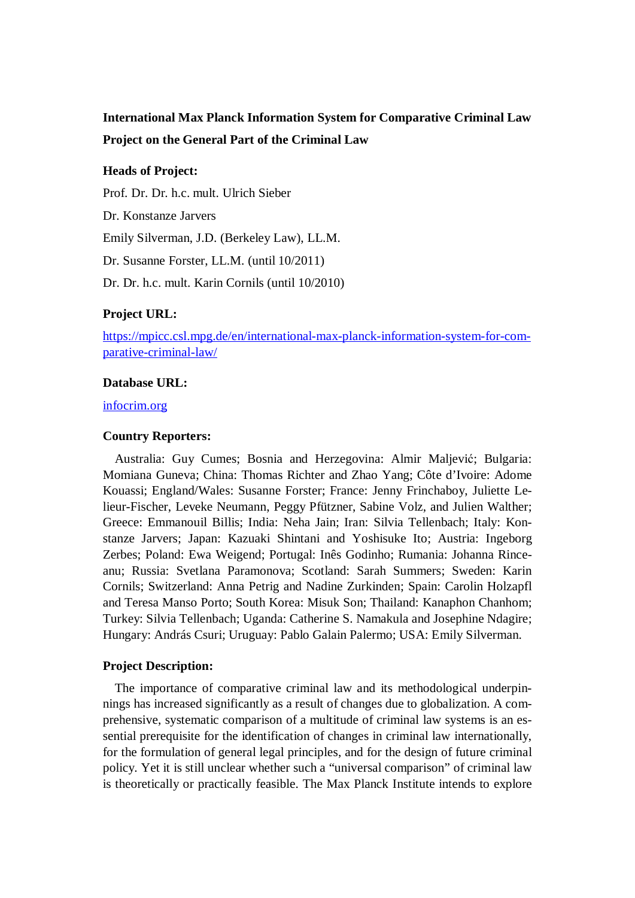**International Max Planck Information System for Comparative Criminal Law**

**Project on the General Part of the Criminal Law**

**Heads of Project:**

Prof. Dr. Dr. h.c. mult. Ulrich Sieber

Dr. Konstanze Jarvers

Emily Silverman, J.D. (Berkeley Law), LL.M.

Dr. Susanne Forster, LL.M. (until 10/2011)

Dr. Dr. h.c. mult. Karin Cornils (until 10/2010)

**Project URL:**

[https://mpicc.csl.mpg.de/en/international-max-planck-information-system-for-comparative-criminal-law/](https://mpicc.csl.mpg.de/en/international-max-planck-information-system-for-comparative-criminal-law/)

**Database URL:**

[infocrim.org](infocrim.org)

**Country Reporters:**

Australia: Guy Cumes; Bosnia and Herzegovina: Almir Maljević; Bulgaria: Momiana Guneva; China: Thomas Richter and Zhao Yang; Côte d'Ivoire: Adome Kouassi; England/Wales: Susanne Forster; France: Jenny Frinchaboy, Juliette Lelieur-Fischer, Leveke Neumann, Peggy Pfützner, Sabine Volz, and Julien Walther; Greece: Emmanouil Billis; India: Neha Jain; Iran: Silvia Tellenbach; Italy: Konstanze Jarvers; Japan: Kazuaki Shintani and Yoshisuke Ito; Austria: Ingeborg Zerbes; Poland: Ewa Weigend; Portugal: Inês Godinho; Rumania: Johanna Rinceanu; Russia: Svetlana Paramonova; Scotland: Sarah Summers; Sweden: Karin Cornils; Switzerland: Anna Petrig and Nadine Zurkinden; Spain: Carolin Holzapfl and Teresa Manso Porto; South Korea: Misuk Son; Thailand: Kanaphon Chanhom; Turkey: Silvia Tellenbach; Uganda: Catherine S. Namakula and Josephine Ndagire; Hungary: András Csuri; Uruguay: Pablo Galain Palermo; USA: Emily Silverman.

**Project Description:**

The importance of comparative criminal law and its methodological underpinnings has increased significantly as a result of changes due to globalization. A comprehensive, systematic comparison of a multitude of criminal law systems is an essential prerequisite for the identification of changes in criminal law internationally, for the formulation of general legal principles, and for the design of future criminal policy. Yet it is still unclear whether such a "universal comparison" of criminal law is theoretically or practically feasible. The Max Planck Institute intends to explore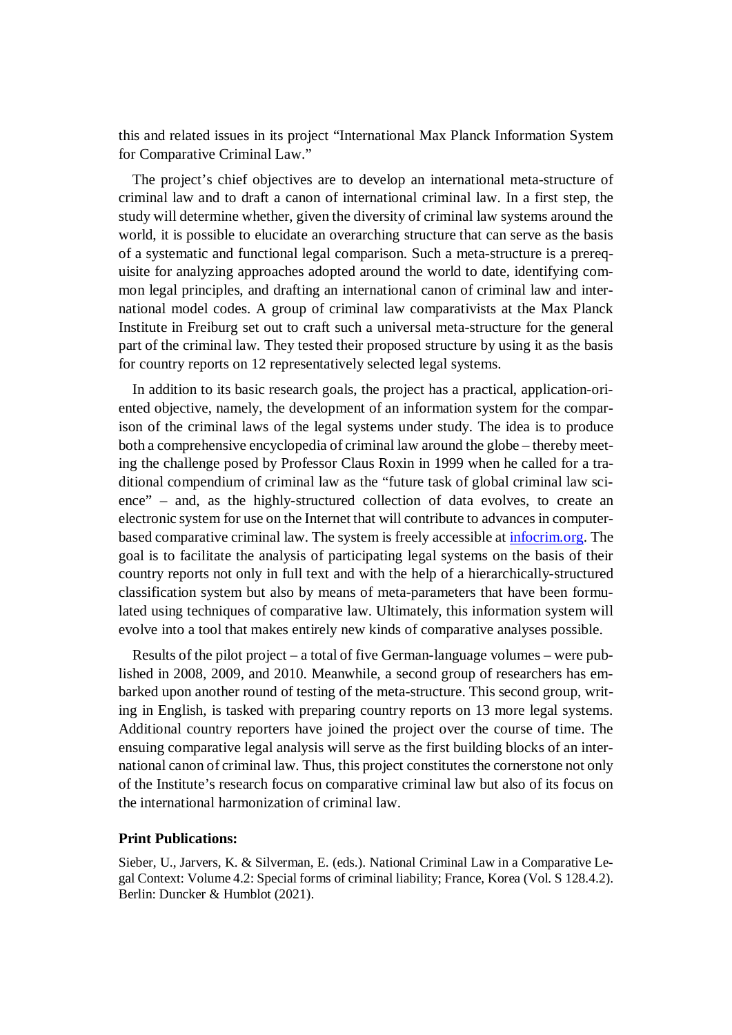this and related issues in its project "International Max Planck Information System for Comparative Criminal Law."

The project's chief objectives are to develop an international meta-structure of criminal law and to draft a canon of international criminal law. In a first step, the study will determine whether, given the diversity of criminal law systems around the world, it is possible to elucidate an overarching structure that can serve as the basis of a systematic and functional legal comparison. Such a meta-structure is a prerequisite for analyzing approaches adopted around the world to date, identifying common legal principles, and drafting an international canon of criminal law and international model codes. A group of criminal law comparativists at the Max Planck Institute in Freiburg set out to craft such a universal meta-structure for the general part of the criminal law. They tested their proposed structure by using it as the basis for country reports on 12 representatively selected legal systems.

In addition to its basic research goals, the project has a practical, application-oriented objective, namely, the development of an information system for the comparison of the criminal laws of the legal systems under study. The idea is to produce both a comprehensive encyclopedia of criminal law around the globe – thereby meeting the challenge posed by Professor Claus Roxin in 1999 when he called for a traditional compendium of criminal law as the "future task of global criminal law science" – and, as the highly-structured collection of data evolves, to create an electronic system for use on the Internet that will contribute to advances in computer-based comparative criminal law. The system is freely accessible at [infocrim.org](infocrim.org). The goal is to facilitate the analysis of participating legal systems on the basis of their country reports not only in full text and with the help of a hierarchically-structured classification system but also by means of meta-parameters that have been formulated using techniques of comparative law. Ultimately, this information system will evolve into a tool that makes entirely new kinds of comparative analyses possible.

Results of the pilot project – a total of five German-language volumes – were published in 2008, 2009, and 2010. Meanwhile, a second group of researchers has embarked upon another round of testing of the meta-structure. This second group, writing in English, is tasked with preparing country reports on 13 more legal systems. Additional country reporters have joined the project over the course of time. The ensuing comparative legal analysis will serve as the first building blocks of an international canon of criminal law. Thus, this project constitutes the cornerstone not only of the Institute's research focus on comparative criminal law but also of its focus on the international harmonization of criminal law.

**Print Publications:**

Sieber, U., Jarvers, K. & Silverman, E. (eds.). National Criminal Law in a Comparative Legal Context: Volume 4.2: Special forms of criminal liability; France, Korea (Vol. S 128.4.2). Berlin: Duncker & Humblot (2021).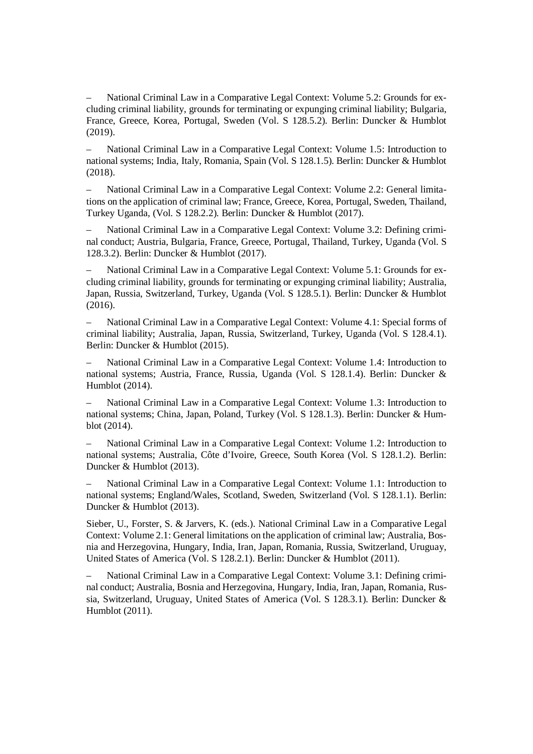– National Criminal Law in a Comparative Legal Context: Volume 5.2: Grounds for excluding criminal liability, grounds for terminating or expunging criminal liability; Bulgaria, France, Greece, Korea, Portugal, Sweden (Vol. S 128.5.2). Berlin: Duncker & Humblot (2019).

– National Criminal Law in a Comparative Legal Context: Volume 1.5: Introduction to national systems; India, Italy, Romania, Spain (Vol. S 128.1.5). Berlin: Duncker & Humblot (2018).

– National Criminal Law in a Comparative Legal Context: Volume 2.2: General limitations on the application of criminal law; France, Greece, Korea, Portugal, Sweden, Thailand, Turkey Uganda, (Vol. S 128.2.2). Berlin: Duncker & Humblot (2017).

– National Criminal Law in a Comparative Legal Context: Volume 3.2: Defining criminal conduct; Austria, Bulgaria, France, Greece, Portugal, Thailand, Turkey, Uganda (Vol. S 128.3.2). Berlin: Duncker & Humblot (2017).

– National Criminal Law in a Comparative Legal Context: Volume 5.1: Grounds for excluding criminal liability, grounds for terminating or expunging criminal liability; Australia, Japan, Russia, Switzerland, Turkey, Uganda (Vol. S 128.5.1). Berlin: Duncker & Humblot (2016).

– National Criminal Law in a Comparative Legal Context: Volume 4.1: Special forms of criminal liability; Australia, Japan, Russia, Switzerland, Turkey, Uganda (Vol. S 128.4.1). Berlin: Duncker & Humblot (2015).

– National Criminal Law in a Comparative Legal Context: Volume 1.4: Introduction to national systems; Austria, France, Russia, Uganda (Vol. S 128.1.4). Berlin: Duncker & Humblot (2014).

– National Criminal Law in a Comparative Legal Context: Volume 1.3: Introduction to national systems; China, Japan, Poland, Turkey (Vol. S 128.1.3). Berlin: Duncker & Humblot (2014).

– National Criminal Law in a Comparative Legal Context: Volume 1.2: Introduction to national systems; Australia, Côte d'Ivoire, Greece, South Korea (Vol. S 128.1.2). Berlin: Duncker & Humblot (2013).

– National Criminal Law in a Comparative Legal Context: Volume 1.1: Introduction to national systems; England/Wales, Scotland, Sweden, Switzerland (Vol. S 128.1.1). Berlin: Duncker & Humblot (2013).

Sieber, U., Forster, S. & Jarvers, K. (eds.). National Criminal Law in a Comparative Legal Context: Volume 2.1: General limitations on the application of criminal law; Australia, Bosnia and Herzegovina, Hungary, India, Iran, Japan, Romania, Russia, Switzerland, Uruguay, United States of America (Vol. S 128.2.1). Berlin: Duncker & Humblot (2011).

– National Criminal Law in a Comparative Legal Context: Volume 3.1: Defining criminal conduct; Australia, Bosnia and Herzegovina, Hungary, India, Iran, Japan, Romania, Russia, Switzerland, Uruguay, United States of America (Vol. S 128.3.1). Berlin: Duncker & Humblot (2011).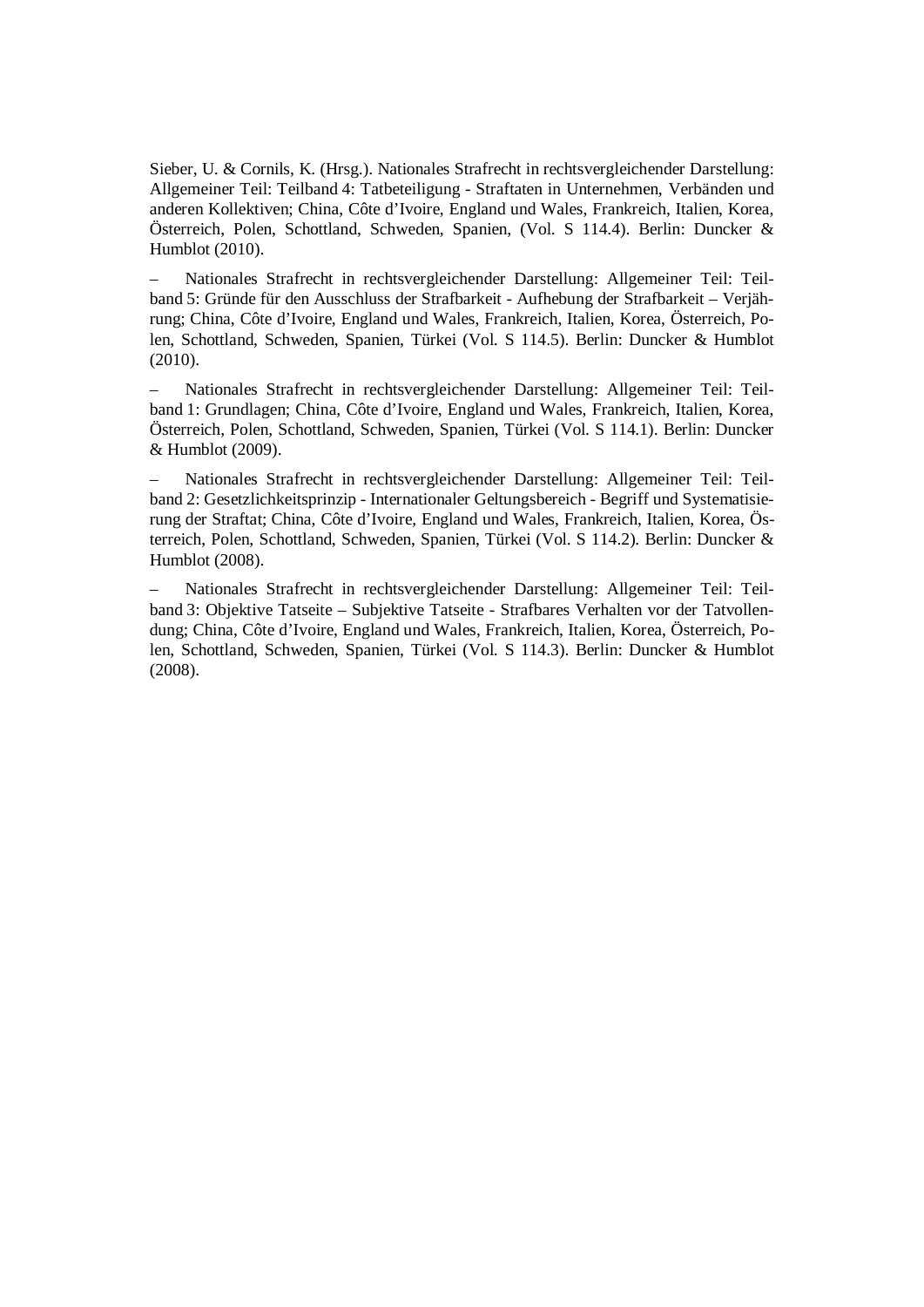Sieber, U. & Cornils, K. (Hrsg.). Nationales Strafrecht in rechtsvergleichender Darstellung: Allgemeiner Teil: Teilband 4: Tatbeteiligung - Straftaten in Unternehmen, Verbänden und anderen Kollektiven; China, Côte d'Ivoire, England und Wales, Frankreich, Italien, Korea, Österreich, Polen, Schottland, Schweden, Spanien, (Vol. S 114.4). Berlin: Duncker & Humblot (2010).

– Nationales Strafrecht in rechtsvergleichender Darstellung: Allgemeiner Teil: Teilband 5: Gründe für den Ausschluss der Strafbarkeit - Aufhebung der Strafbarkeit – Verjährung; China, Côte d'Ivoire, England und Wales, Frankreich, Italien, Korea, Österreich, Polen, Schottland, Schweden, Spanien, Türkei (Vol. S 114.5). Berlin: Duncker & Humblot (2010).

– Nationales Strafrecht in rechtsvergleichender Darstellung: Allgemeiner Teil: Teilband 1: Grundlagen; China, Côte d'Ivoire, England und Wales, Frankreich, Italien, Korea, Österreich, Polen, Schottland, Schweden, Spanien, Türkei (Vol. S 114.1). Berlin: Duncker & Humblot (2009).

– Nationales Strafrecht in rechtsvergleichender Darstellung: Allgemeiner Teil: Teilband 2: Gesetzlichkeitsprinzip - Internationaler Geltungsbereich - Begriff und Systematisierung der Straftat; China, Côte d'Ivoire, England und Wales, Frankreich, Italien, Korea, Österreich, Polen, Schottland, Schweden, Spanien, Türkei (Vol. S 114.2). Berlin: Duncker & Humblot (2008).

– Nationales Strafrecht in rechtsvergleichender Darstellung: Allgemeiner Teil: Teilband 3: Objektive Tatseite – Subjektive Tatseite - Strafbares Verhalten vor der Tatvollendung; China, Côte d'Ivoire, England und Wales, Frankreich, Italien, Korea, Österreich, Polen, Schottland, Schweden, Spanien, Türkei (Vol. S 114.3). Berlin: Duncker & Humblot (2008).